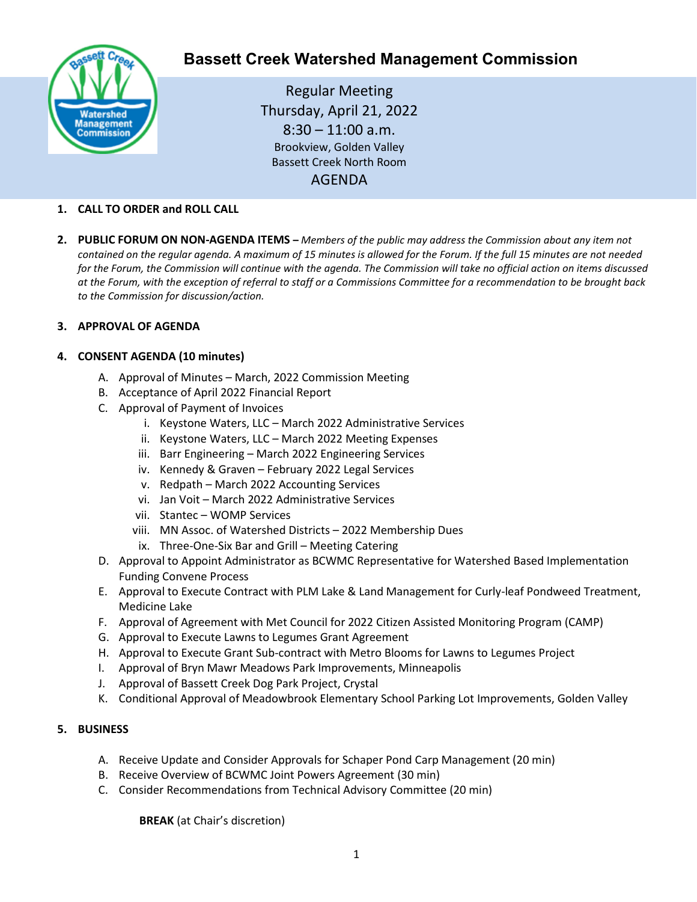# Bassett Creek Watershed Management Commission

Regular Meeting
Thursday, April 21, 2022
8:30 – 11:00 a.m.
Brookview, Golden Valley
Bassett Creek North Room

AGENDA

1. **CALL TO ORDER and ROLL CALL**

2. **PUBLIC FORUM ON NON-AGENDA ITEMS –** *Members of the public may address the Commission about any item not contained on the regular agenda. A maximum of 15 minutes is allowed for the Forum. If the full 15 minutes are not needed for the Forum, the Commission will continue with the agenda. The Commission will take no official action on items discussed at the Forum, with the exception of referral to staff or a Commissions Committee for a recommendation to be brought back to the Commission for discussion/action.*

3. **APPROVAL OF AGENDA**

4. **CONSENT AGENDA (10 minutes)**
   - A. Approval of Minutes – March, 2022 Commission Meeting
   - B. Acceptance of April 2022 Financial Report
   - C. Approval of Payment of Invoices
     - i. Keystone Waters, LLC – March 2022 Administrative Services
     - ii. Keystone Waters, LLC – March 2022 Meeting Expenses
     - iii. Barr Engineering – March 2022 Engineering Services
     - iv. Kennedy & Graven – February 2022 Legal Services
     - v. Redpath – March 2022 Accounting Services
     - vi. Jan Voit – March 2022 Administrative Services
     - vii. Stantec – WOMP Services
     - viii. MN Assoc. of Watershed Districts – 2022 Membership Dues
     - ix. Three-One-Six Bar and Grill – Meeting Catering
   - D. Approval to Appoint Administrator as BCWMC Representative for Watershed Based Implementation Funding Convene Process
   - E. Approval to Execute Contract with PLM Lake & Land Management for Curly-leaf Pondweed Treatment, Medicine Lake
   - F. Approval of Agreement with Met Council for 2022 Citizen Assisted Monitoring Program (CAMP)
   - G. Approval to Execute Lawns to Legumes Grant Agreement
   - H. Approval to Execute Grant Sub-contract with Metro Blooms for Lawns to Legumes Project
   - I. Approval of Bryn Mawr Meadows Park Improvements, Minneapolis
   - J. Approval of Bassett Creek Dog Park Project, Crystal
   - K. Conditional Approval of Meadowbrook Elementary School Parking Lot Improvements, Golden Valley

5. **BUSINESS**
   - A. Receive Update and Consider Approvals for Schaper Pond Carp Management (20 min)
   - B. Receive Overview of BCWMC Joint Powers Agreement (30 min)
   - C. Consider Recommendations from Technical Advisory Committee (20 min)

   **BREAK** (at Chair's discretion)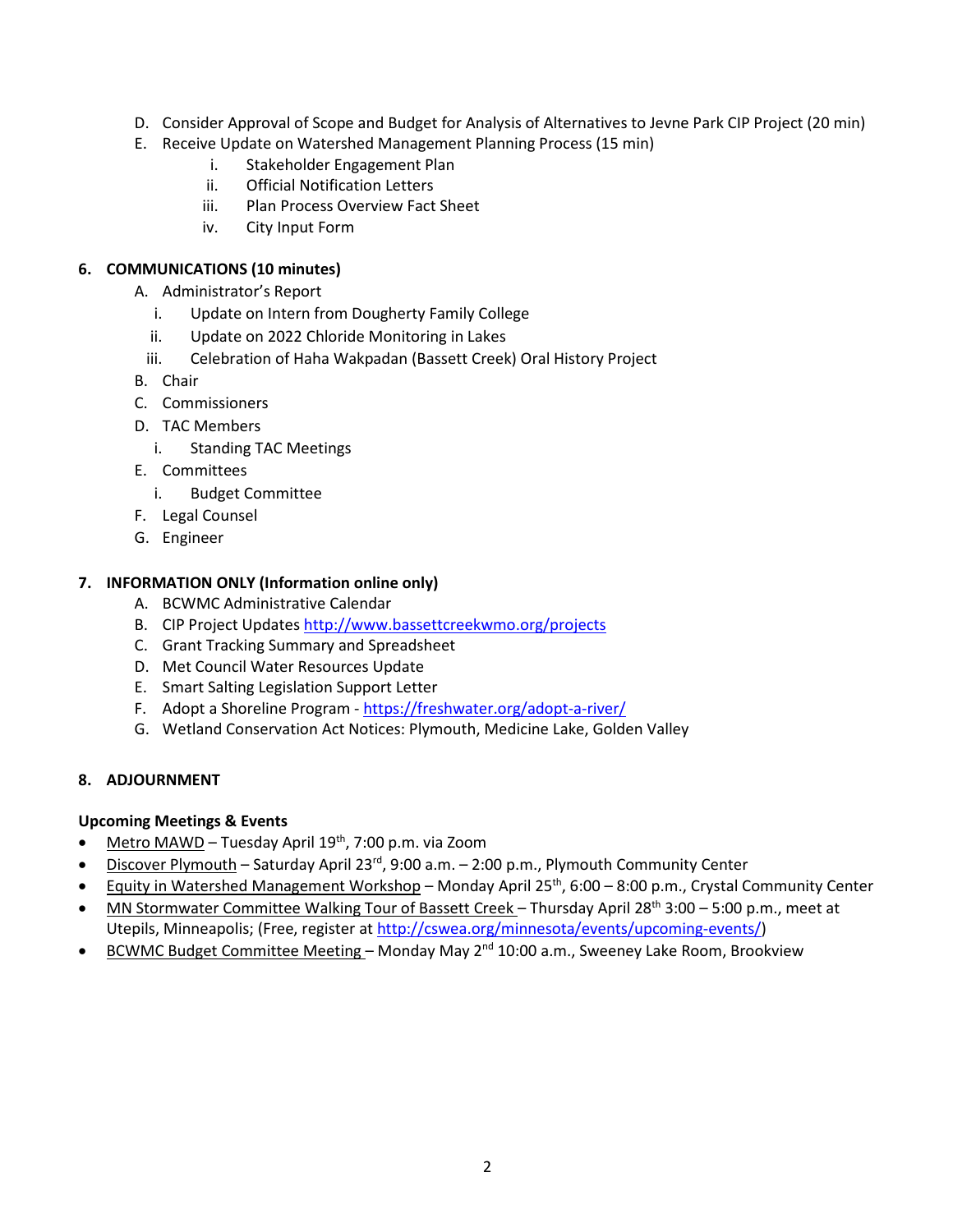D. Consider Approval of Scope and Budget for Analysis of Alternatives to Jevne Park CIP Project (20 min)

E. Receive Update on Watershed Management Planning Process (15 min)

   i. Stakeholder Engagement Plan
   ii. Official Notification Letters
   iii. Plan Process Overview Fact Sheet
   iv. City Input Form

**6. COMMUNICATIONS (10 minutes)**

A. Administrator's Report

   i. Update on Intern from Dougherty Family College
   ii. Update on 2022 Chloride Monitoring in Lakes
   iii. Celebration of Haha Wakpadan (Bassett Creek) Oral History Project

B. Chair

C. Commissioners

D. TAC Members

   i. Standing TAC Meetings

E. Committees

   i. Budget Committee

F. Legal Counsel

G. Engineer

**7. INFORMATION ONLY (Information online only)**

A. BCWMC Administrative Calendar

B. CIP Project Updates http://www.bassettcreekwmo.org/projects

C. Grant Tracking Summary and Spreadsheet

D. Met Council Water Resources Update

E. Smart Salting Legislation Support Letter

F. Adopt a Shoreline Program - https://freshwater.org/adopt-a-river/

G. Wetland Conservation Act Notices: Plymouth, Medicine Lake, Golden Valley

**8. ADJOURNMENT**

**Upcoming Meetings & Events**

- Metro MAWD – Tuesday April 19th, 7:00 p.m. via Zoom
- Discover Plymouth – Saturday April 23rd, 9:00 a.m. – 2:00 p.m., Plymouth Community Center
- Equity in Watershed Management Workshop – Monday April 25th, 6:00 – 8:00 p.m., Crystal Community Center
- MN Stormwater Committee Walking Tour of Bassett Creek – Thursday April 28th 3:00 – 5:00 p.m., meet at Utepils, Minneapolis; (Free, register at http://cswea.org/minnesota/events/upcoming-events/)
- BCWMC Budget Committee Meeting – Monday May 2nd 10:00 a.m., Sweeney Lake Room, Brookview